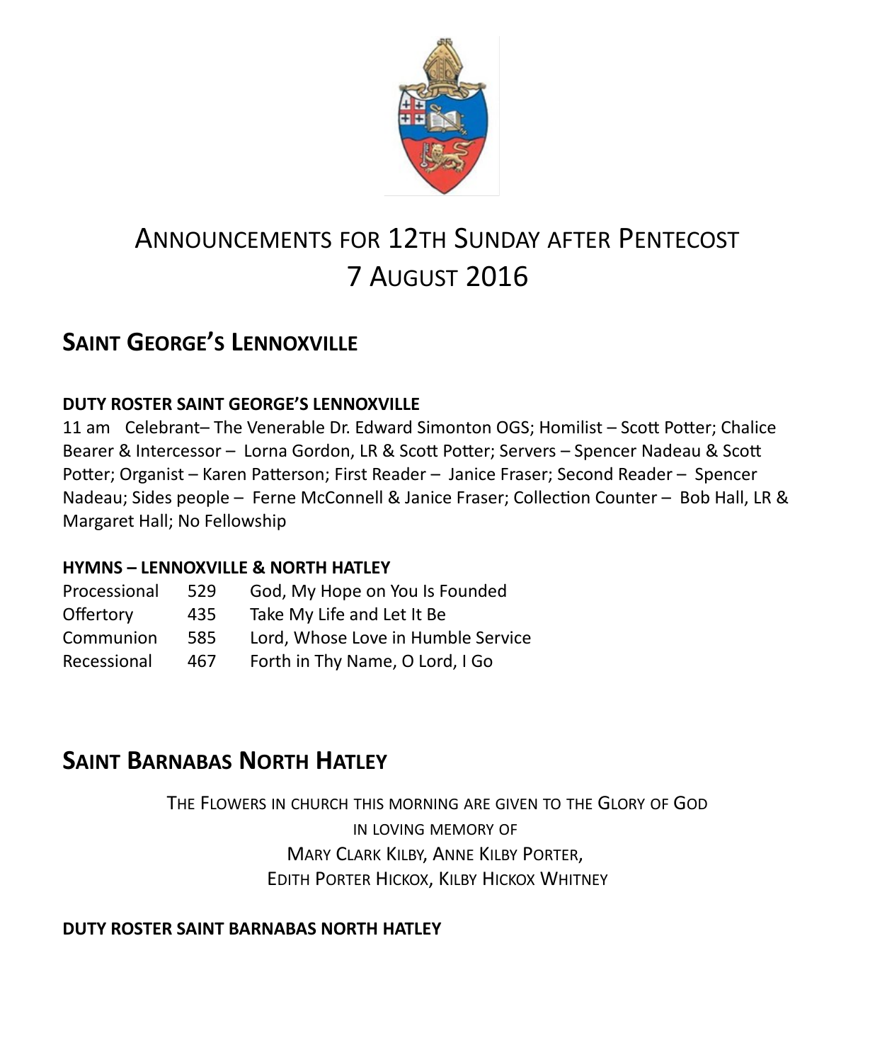# ANNOUNCEMENTS FOR 12TH SUNDAY AFTER PENTECOST
# 7 AUGUST 2016

## SAINT GEORGE'S LENNOXVILLE

**DUTY ROSTER SAINT GEORGE'S LENNOXVILLE**

11 am Celebrant– The Venerable Dr. Edward Simonton OGS; Homilist – Scott Potter; Chalice Bearer & Intercessor – Lorna Gordon, LR & Scott Potter; Servers – Spencer Nadeau & Scott Potter; Organist – Karen Patterson; First Reader – Janice Fraser; Second Reader – Spencer Nadeau; Sides people – Ferne McConnell & Janice Fraser; Collection Counter – Bob Hall, LR & Margaret Hall; No Fellowship

**HYMNS – LENNOXVILLE & NORTH HATLEY**

| | | |
|---|---|---|
| Processional | 529 | God, My Hope on You Is Founded |
| Offertory | 435 | Take My Life and Let It Be |
| Communion | 585 | Lord, Whose Love in Humble Service |
| Recessional | 467 | Forth in Thy Name, O Lord, I Go |

## SAINT BARNABAS NORTH HATLEY

THE FLOWERS IN CHURCH THIS MORNING ARE GIVEN TO THE GLORY OF GOD
IN LOVING MEMORY OF
MARY CLARK KILBY, ANNE KILBY PORTER,
EDITH PORTER HICKOX, KILBY HICKOX WHITNEY

**DUTY ROSTER SAINT BARNABAS NORTH HATLEY**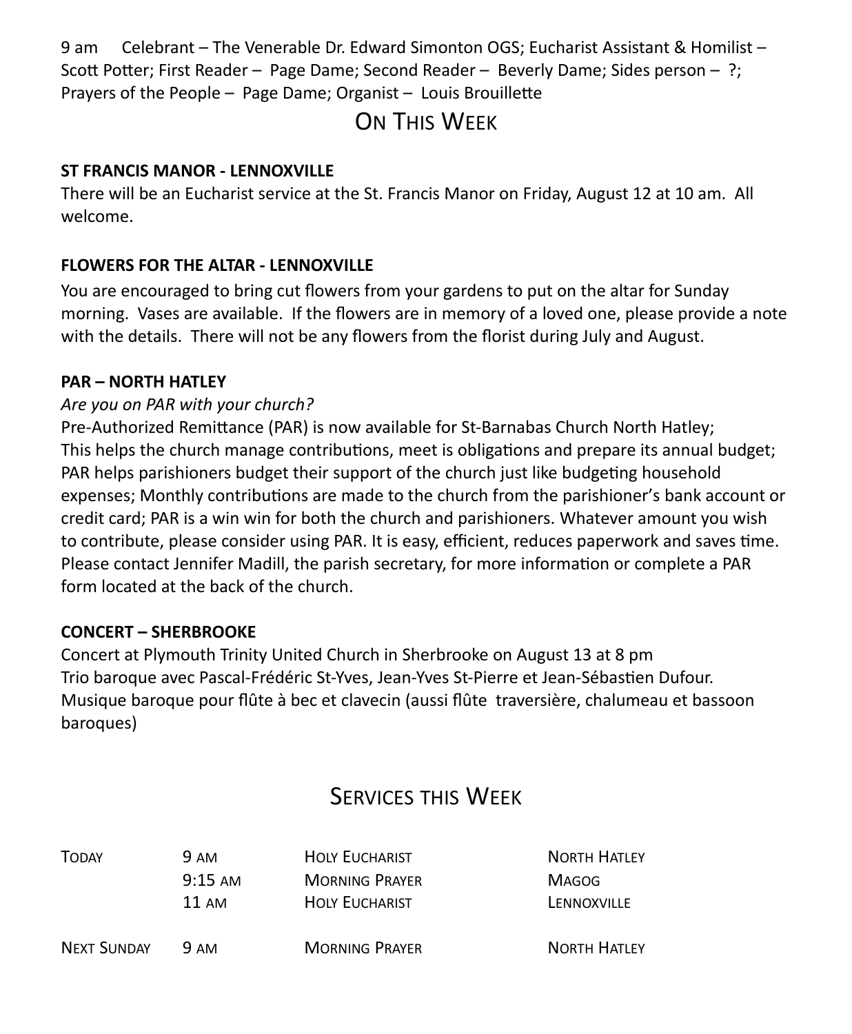9 am Celebrant – The Venerable Dr. Edward Simonton OGS; Eucharist Assistant & Homilist – Scott Potter; First Reader – Page Dame; Second Reader – Beverly Dame; Sides person – ?; Prayers of the People – Page Dame; Organist – Louis Brouillette

## On This Week

**ST FRANCIS MANOR - LENNOXVILLE**

There will be an Eucharist service at the St. Francis Manor on Friday, August 12 at 10 am. All welcome.

**FLOWERS FOR THE ALTAR - LENNOXVILLE**

You are encouraged to bring cut flowers from your gardens to put on the altar for Sunday morning. Vases are available. If the flowers are in memory of a loved one, please provide a note with the details. There will not be any flowers from the florist during July and August.

**PAR – NORTH HATLEY**

*Are you on PAR with your church?*

Pre-Authorized Remittance (PAR) is now available for St-Barnabas Church North Hatley; This helps the church manage contributions, meet is obligations and prepare its annual budget; PAR helps parishioners budget their support of the church just like budgeting household expenses; Monthly contributions are made to the church from the parishioner's bank account or credit card; PAR is a win win for both the church and parishioners. Whatever amount you wish to contribute, please consider using PAR. It is easy, efficient, reduces paperwork and saves time. Please contact Jennifer Madill, the parish secretary, for more information or complete a PAR form located at the back of the church.

**CONCERT – SHERBROOKE**

Concert at Plymouth Trinity United Church in Sherbrooke on August 13 at 8 pm
Trio baroque avec Pascal-Frédéric St-Yves, Jean-Yves St-Pierre et Jean-Sébastien Dufour.
Musique baroque pour flûte à bec et clavecin (aussi flûte traversière, chalumeau et bassoon baroques)

## Services this Week

| | | | |
|---|---|---|---|
| Today | 9 am | Holy Eucharist | North Hatley |
| | 9:15 am | Morning Prayer | Magog |
| | 11 am | Holy Eucharist | Lennoxville |
| Next Sunday | 9 am | Morning Prayer | North Hatley |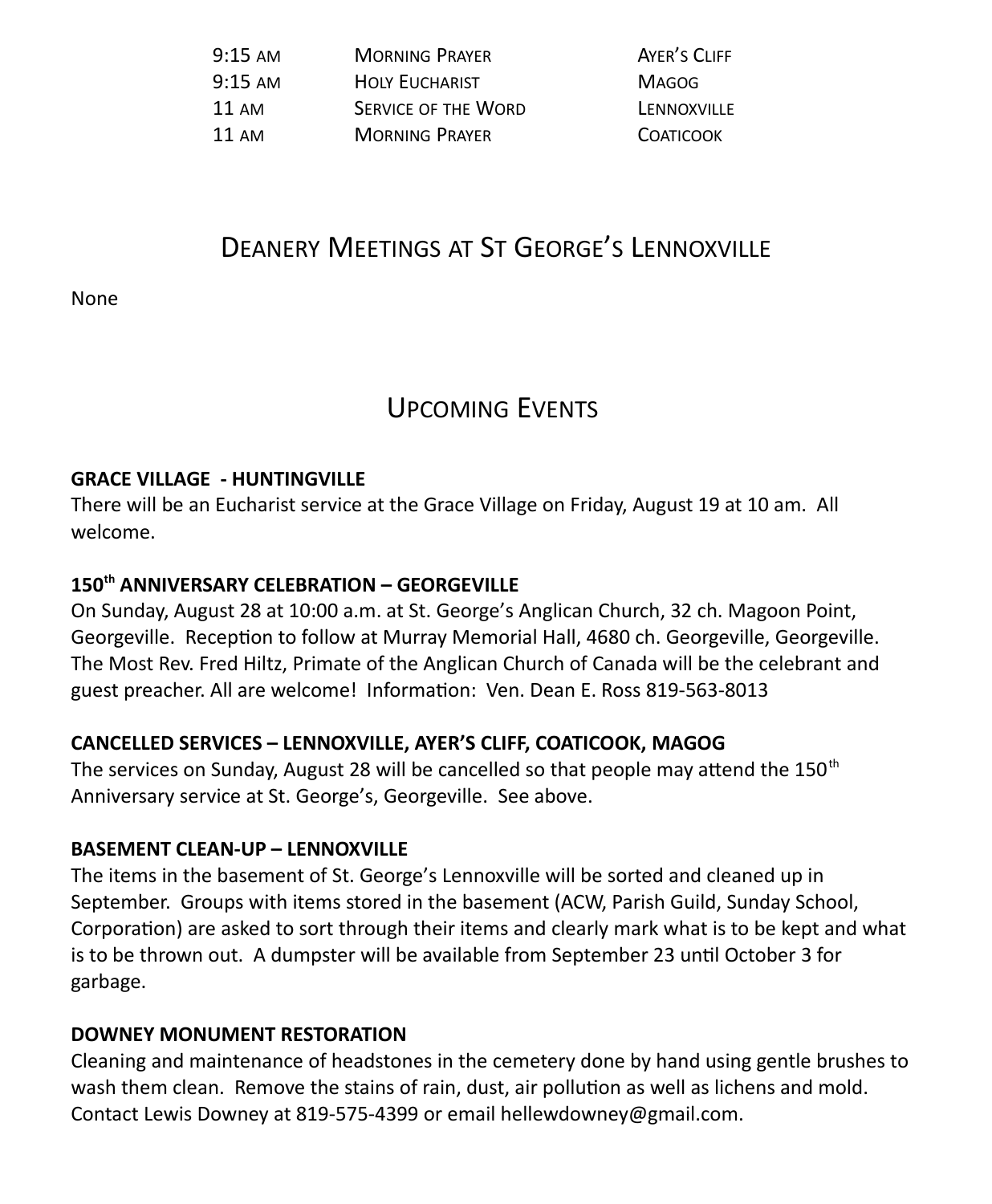| | | |
|---|---|---|
| 9:15 AM | MORNING PRAYER | AYER'S CLIFF |
| 9:15 AM | HOLY EUCHARIST | MAGOG |
| 11 AM | SERVICE OF THE WORD | LENNOXVILLE |
| 11 AM | MORNING PRAYER | COATICOOK |

## DEANERY MEETINGS AT ST GEORGE'S LENNOXVILLE

None

## UPCOMING EVENTS

**GRACE VILLAGE - HUNTINGVILLE**

There will be an Eucharist service at the Grace Village on Friday, August 19 at 10 am. All welcome.

**150th ANNIVERSARY CELEBRATION – GEORGEVILLE**

On Sunday, August 28 at 10:00 a.m. at St. George's Anglican Church, 32 ch. Magoon Point, Georgeville. Reception to follow at Murray Memorial Hall, 4680 ch. Georgeville, Georgeville. The Most Rev. Fred Hiltz, Primate of the Anglican Church of Canada will be the celebrant and guest preacher. All are welcome! Information: Ven. Dean E. Ross 819-563-8013

**CANCELLED SERVICES – LENNOXVILLE, AYER'S CLIFF, COATICOOK, MAGOG**

The services on Sunday, August 28 will be cancelled so that people may attend the 150th Anniversary service at St. George's, Georgeville. See above.

**BASEMENT CLEAN-UP – LENNOXVILLE**

The items in the basement of St. George's Lennoxville will be sorted and cleaned up in September. Groups with items stored in the basement (ACW, Parish Guild, Sunday School, Corporation) are asked to sort through their items and clearly mark what is to be kept and what is to be thrown out. A dumpster will be available from September 23 until October 3 for garbage.

**DOWNEY MONUMENT RESTORATION**

Cleaning and maintenance of headstones in the cemetery done by hand using gentle brushes to wash them clean. Remove the stains of rain, dust, air pollution as well as lichens and mold. Contact Lewis Downey at 819-575-4399 or email hellewdowney@gmail.com.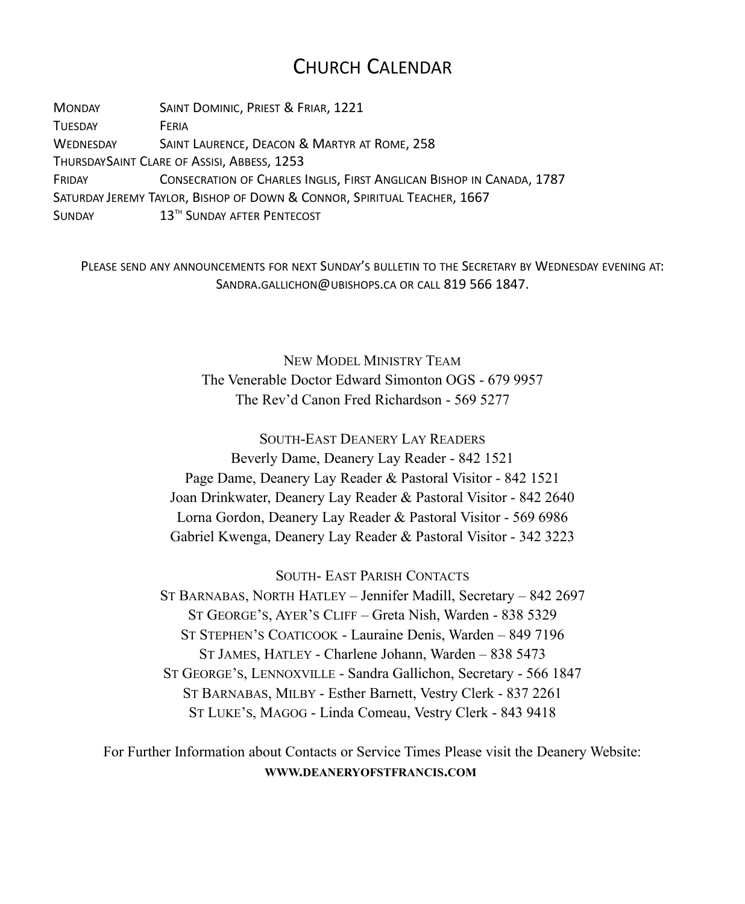# Church Calendar

| | |
|---|---|
| Monday | Saint Dominic, Priest & Friar, 1221 |
| Tuesday | Feria |
| Wednesday | Saint Laurence, Deacon & Martyr at Rome, 258 |
| Thursday | Saint Clare of Assisi, Abbess, 1253 |
| Friday | Consecration of Charles Inglis, First Anglican Bishop in Canada, 1787 |
| Saturday | Jeremy Taylor, Bishop of Down & Connor, Spiritual Teacher, 1667 |
| Sunday | 13th Sunday after Pentecost |

Please send any announcements for next Sunday's bulletin to the Secretary by Wednesday evening at: sandra.gallichon@ubishops.ca or call 819 566 1847.

New Model Ministry Team

The Venerable Doctor Edward Simonton OGS - 679 9957

The Rev'd Canon Fred Richardson - 569 5277

South-East Deanery Lay Readers

Beverly Dame, Deanery Lay Reader - 842 1521

Page Dame, Deanery Lay Reader & Pastoral Visitor - 842 1521

Joan Drinkwater, Deanery Lay Reader & Pastoral Visitor - 842 2640

Lorna Gordon, Deanery Lay Reader & Pastoral Visitor - 569 6986

Gabriel Kwenga, Deanery Lay Reader & Pastoral Visitor - 342 3223

South- East Parish Contacts

St Barnabas, North Hatley – Jennifer Madill, Secretary – 842 2697

St George's, Ayer's Cliff – Greta Nish, Warden - 838 5329

St Stephen's Coaticook - Lauraine Denis, Warden – 849 7196

St James, Hatley - Charlene Johann, Warden – 838 5473

St George's, Lennoxville - Sandra Gallichon, Secretary - 566 1847

St Barnabas, Milby - Esther Barnett, Vestry Clerk - 837 2261

St Luke's, Magog - Linda Comeau, Vestry Clerk - 843 9418

For Further Information about Contacts or Service Times Please visit the Deanery Website:
**WWW.DEANERYOFSTFRANCIS.COM**